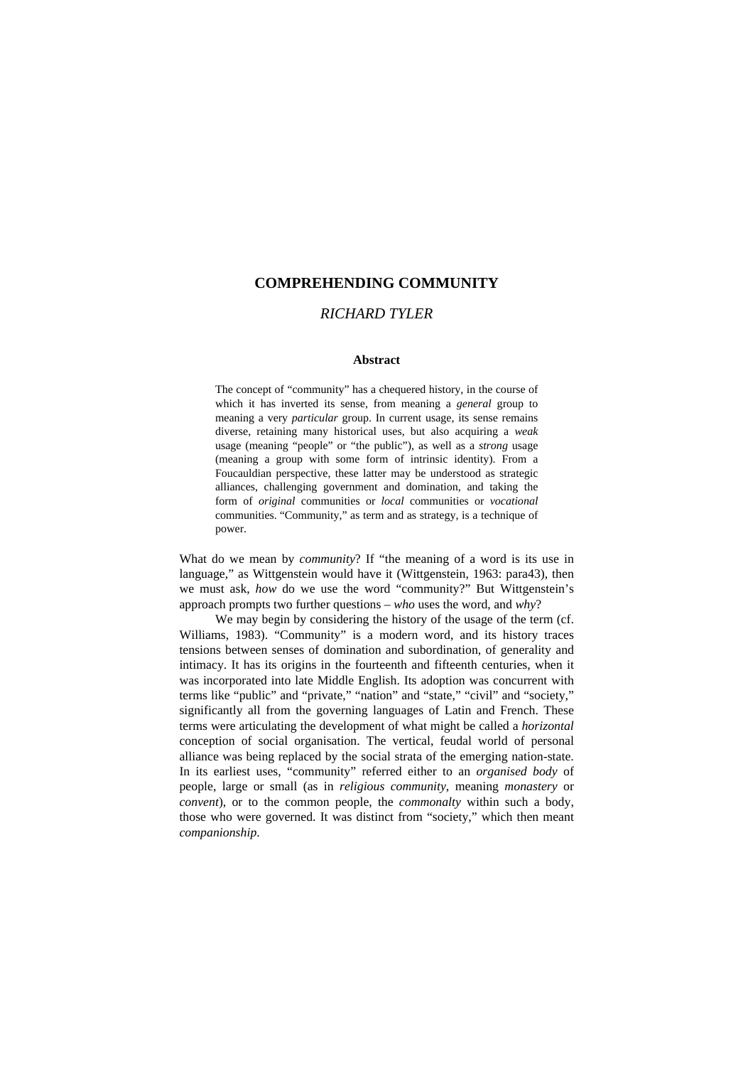# COMPREHENDING COMMUNITY

*RICHARD TYLER*

### Abstract

The concept of "community" has a chequered history, in the course of which it has inverted its sense, from meaning a *general* group to meaning a very *particular* group. In current usage, its sense remains diverse, retaining many historical uses, but also acquiring a *weak* usage (meaning "people" or "the public"), as well as a *strong* usage (meaning a group with some form of intrinsic identity). From a Foucauldian perspective, these latter may be understood as strategic alliances, challenging government and domination, and taking the form of *original* communities or *local* communities or *vocational* communities. "Community," as term and as strategy, is a technique of power.

What do we mean by *community*? If "the meaning of a word is its use in language," as Wittgenstein would have it (Wittgenstein, 1963: para43), then we must ask, *how* do we use the word "community?" But Wittgenstein's approach prompts two further questions – *who* uses the word, and *why*?

We may begin by considering the history of the usage of the term (cf. Williams, 1983). "Community" is a modern word, and its history traces tensions between senses of domination and subordination, of generality and intimacy. It has its origins in the fourteenth and fifteenth centuries, when it was incorporated into late Middle English. Its adoption was concurrent with terms like "public" and "private," "nation" and "state," "civil" and "society," significantly all from the governing languages of Latin and French. These terms were articulating the development of what might be called a *horizontal* conception of social organisation. The vertical, feudal world of personal alliance was being replaced by the social strata of the emerging nation-state. In its earliest uses, "community" referred either to an *organised body* of people, large or small (as in *religious community*, meaning *monastery* or *convent*), or to the common people, the *commonalty* within such a body, those who were governed. It was distinct from "society," which then meant *companionship*.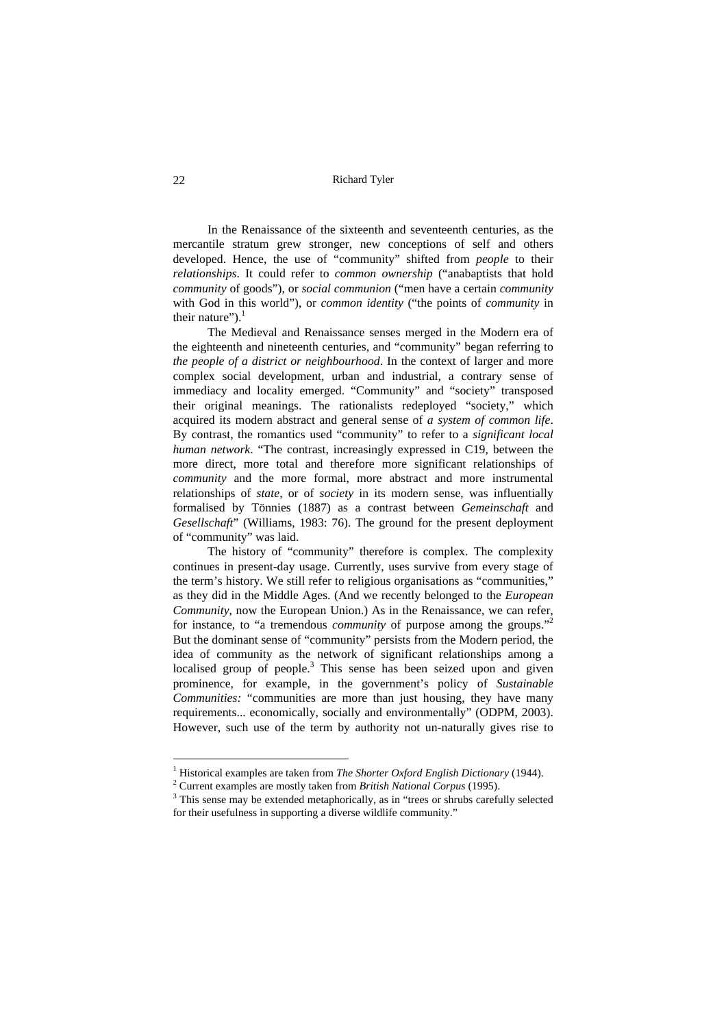In the Renaissance of the sixteenth and seventeenth centuries, as the mercantile stratum grew stronger, new conceptions of self and others developed. Hence, the use of "community" shifted from *people* to their *relationships*. It could refer to *common ownership* ("anabaptists that hold *community* of goods"), or *social communion* ("men have a certain *community* with God in this world"), or *common identity* ("the points of *community* in their nature").[1]

The Medieval and Renaissance senses merged in the Modern era of the eighteenth and nineteenth centuries, and "community" began referring to *the people of a district or neighbourhood*. In the context of larger and more complex social development, urban and industrial, a contrary sense of immediacy and locality emerged. "Community" and "society" transposed their original meanings. The rationalists redeployed "society," which acquired its modern abstract and general sense of *a system of common life*. By contrast, the romantics used "community" to refer to a *significant local human network*. "The contrast, increasingly expressed in C19, between the more direct, more total and therefore more significant relationships of *community* and the more formal, more abstract and more instrumental relationships of *state*, or of *society* in its modern sense, was influentially formalised by Tönnies (1887) as a contrast between *Gemeinschaft* and *Gesellschaft*" (Williams, 1983: 76). The ground for the present deployment of "community" was laid.

The history of "community" therefore is complex. The complexity continues in present-day usage. Currently, uses survive from every stage of the term's history. We still refer to religious organisations as "communities," as they did in the Middle Ages. (And we recently belonged to the *European Community*, now the European Union.) As in the Renaissance, we can refer, for instance, to "a tremendous *community* of purpose among the groups."[2] But the dominant sense of "community" persists from the Modern period, the idea of community as the network of significant relationships among a localised group of people.[3] This sense has been seized upon and given prominence, for example, in the government's policy of *Sustainable Communities:* "communities are more than just housing, they have many requirements... economically, socially and environmentally" (ODPM, 2003). However, such use of the term by authority not un-naturally gives rise to

---

[1] Historical examples are taken from *The Shorter Oxford English Dictionary* (1944).

[2] Current examples are mostly taken from *British National Corpus* (1995).

[3] This sense may be extended metaphorically, as in "trees or shrubs carefully selected for their usefulness in supporting a diverse wildlife community."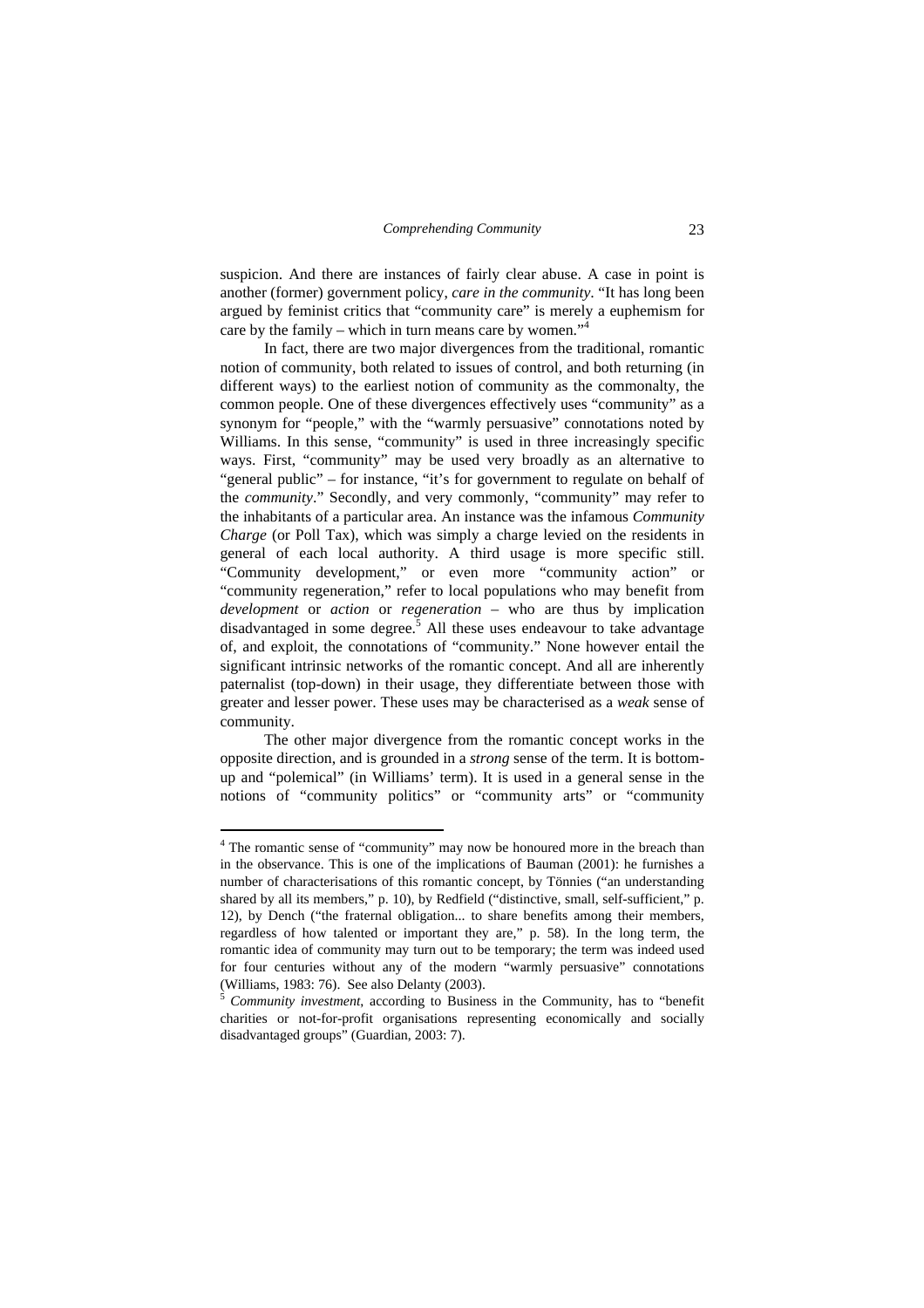suspicion. And there are instances of fairly clear abuse. A case in point is another (former) government policy, *care in the community*. "It has long been argued by feminist critics that "community care" is merely a euphemism for care by the family – which in turn means care by women."[4]

In fact, there are two major divergences from the traditional, romantic notion of community, both related to issues of control, and both returning (in different ways) to the earliest notion of community as the commonalty, the common people. One of these divergences effectively uses "community" as a synonym for "people," with the "warmly persuasive" connotations noted by Williams. In this sense, "community" is used in three increasingly specific ways. First, "community" may be used very broadly as an alternative to "general public" – for instance, "it's for government to regulate on behalf of the *community*." Secondly, and very commonly, "community" may refer to the inhabitants of a particular area. An instance was the infamous *Community Charge* (or Poll Tax), which was simply a charge levied on the residents in general of each local authority. A third usage is more specific still. "Community development," or even more "community action" or "community regeneration," refer to local populations who may benefit from *development* or *action* or *regeneration* – who are thus by implication disadvantaged in some degree.[5] All these uses endeavour to take advantage of, and exploit, the connotations of "community." None however entail the significant intrinsic networks of the romantic concept. And all are inherently paternalist (top-down) in their usage, they differentiate between those with greater and lesser power. These uses may be characterised as a *weak* sense of community.

The other major divergence from the romantic concept works in the opposite direction, and is grounded in a *strong* sense of the term. It is bottom-up and "polemical" (in Williams' term). It is used in a general sense in the notions of "community politics" or "community arts" or "community

---

[4] The romantic sense of "community" may now be honoured more in the breach than in the observance. This is one of the implications of Bauman (2001): he furnishes a number of characterisations of this romantic concept, by Tönnies ("an understanding shared by all its members," p. 10), by Redfield ("distinctive, small, self-sufficient," p. 12), by Dench ("the fraternal obligation... to share benefits among their members, regardless of how talented or important they are," p. 58). In the long term, the romantic idea of community may turn out to be temporary; the term was indeed used for four centuries without any of the modern "warmly persuasive" connotations (Williams, 1983: 76). See also Delanty (2003).

[5] *Community investment*, according to Business in the Community, has to "benefit charities or not-for-profit organisations representing economically and socially disadvantaged groups" (Guardian, 2003: 7).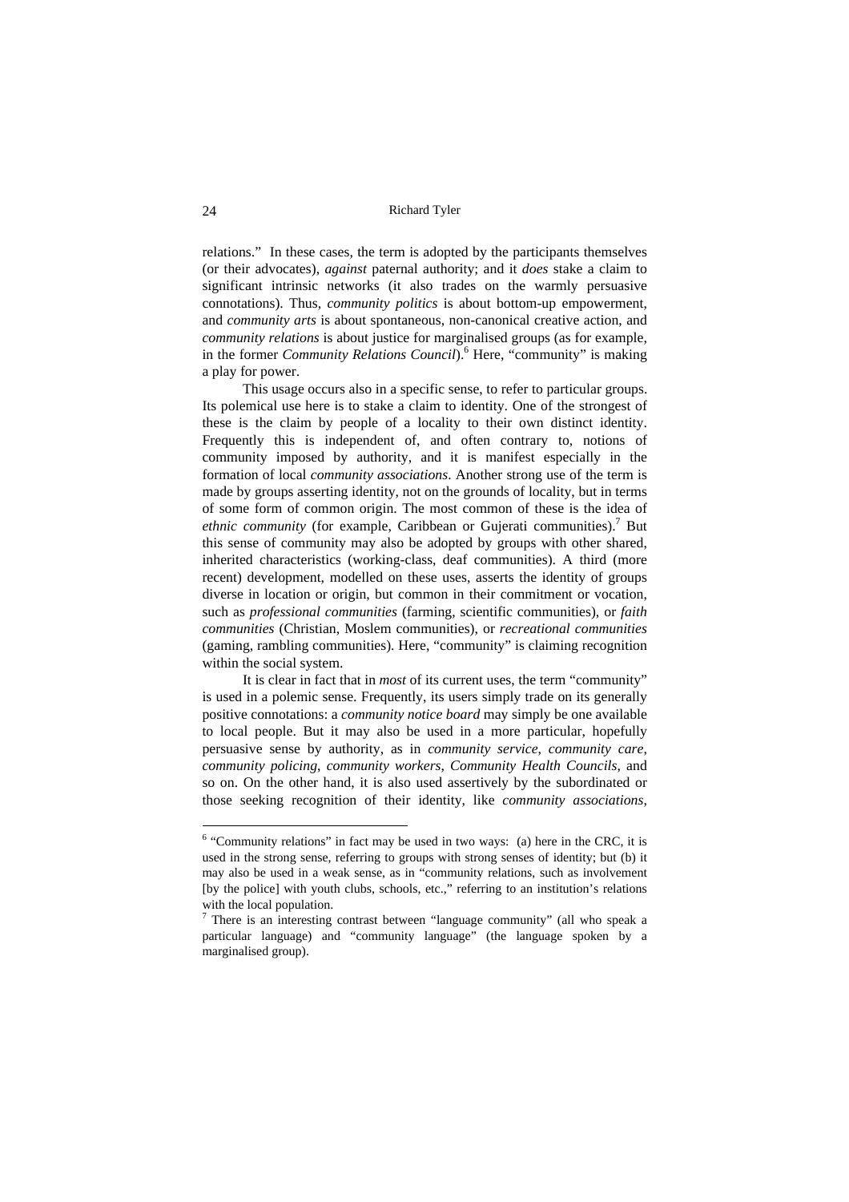relations." In these cases, the term is adopted by the participants themselves (or their advocates), *against* paternal authority; and it *does* stake a claim to significant intrinsic networks (it also trades on the warmly persuasive connotations). Thus, *community politics* is about bottom-up empowerment, and *community arts* is about spontaneous, non-canonical creative action, and *community relations* is about justice for marginalised groups (as for example, in the former *Community Relations Council*).[6] Here, "community" is making a play for power.

This usage occurs also in a specific sense, to refer to particular groups. Its polemical use here is to stake a claim to identity. One of the strongest of these is the claim by people of a locality to their own distinct identity. Frequently this is independent of, and often contrary to, notions of community imposed by authority, and it is manifest especially in the formation of local *community associations*. Another strong use of the term is made by groups asserting identity, not on the grounds of locality, but in terms of some form of common origin. The most common of these is the idea of *ethnic community* (for example, Caribbean or Gujerati communities).[7] But this sense of community may also be adopted by groups with other shared, inherited characteristics (working-class, deaf communities). A third (more recent) development, modelled on these uses, asserts the identity of groups diverse in location or origin, but common in their commitment or vocation, such as *professional communities* (farming, scientific communities), or *faith communities* (Christian, Moslem communities), or *recreational communities* (gaming, rambling communities). Here, "community" is claiming recognition within the social system.

It is clear in fact that in *most* of its current uses, the term "community" is used in a polemic sense. Frequently, its users simply trade on its generally positive connotations: a *community notice board* may simply be one available to local people. But it may also be used in a more particular, hopefully persuasive sense by authority, as in *community service*, *community care*, *community policing*, *community workers*, *Community Health Councils*, and so on. On the other hand, it is also used assertively by the subordinated or those seeking recognition of their identity, like *community associations*,

---

[6] "Community relations" in fact may be used in two ways: (a) here in the CRC, it is used in the strong sense, referring to groups with strong senses of identity; but (b) it may also be used in a weak sense, as in "community relations, such as involvement [by the police] with youth clubs, schools, etc.," referring to an institution's relations with the local population.

[7] There is an interesting contrast between "language community" (all who speak a particular language) and "community language" (the language spoken by a marginalised group).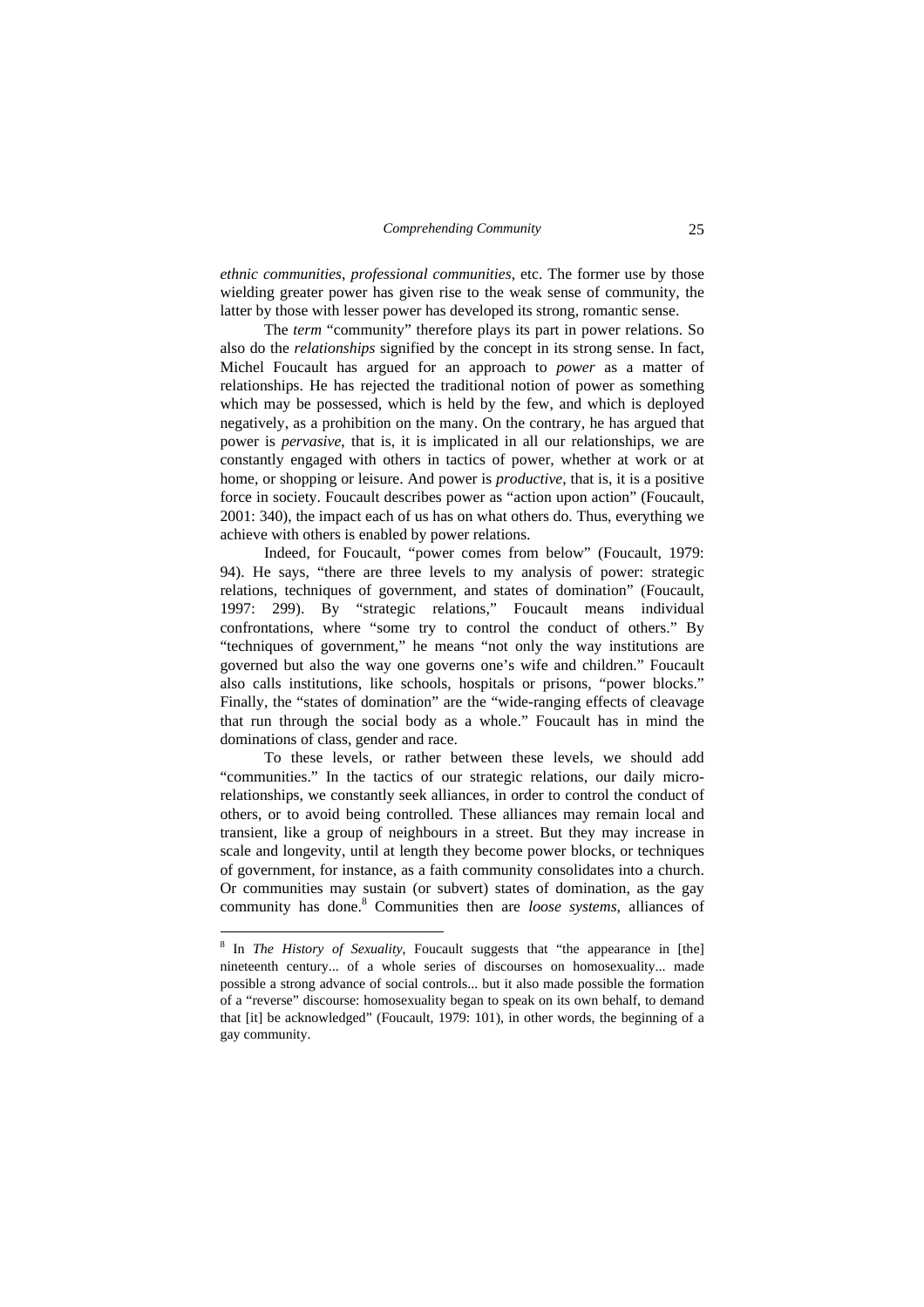*ethnic communities*, *professional communities*, etc. The former use by those wielding greater power has given rise to the weak sense of community, the latter by those with lesser power has developed its strong, romantic sense.

The *term* "community" therefore plays its part in power relations. So also do the *relationships* signified by the concept in its strong sense. In fact, Michel Foucault has argued for an approach to *power* as a matter of relationships. He has rejected the traditional notion of power as something which may be possessed, which is held by the few, and which is deployed negatively, as a prohibition on the many. On the contrary, he has argued that power is *pervasive*, that is, it is implicated in all our relationships, we are constantly engaged with others in tactics of power, whether at work or at home, or shopping or leisure. And power is *productive*, that is, it is a positive force in society. Foucault describes power as "action upon action" (Foucault, 2001: 340), the impact each of us has on what others do. Thus, everything we achieve with others is enabled by power relations.

Indeed, for Foucault, "power comes from below" (Foucault, 1979: 94). He says, "there are three levels to my analysis of power: strategic relations, techniques of government, and states of domination" (Foucault, 1997: 299). By "strategic relations," Foucault means individual confrontations, where "some try to control the conduct of others." By "techniques of government," he means "not only the way institutions are governed but also the way one governs one's wife and children." Foucault also calls institutions, like schools, hospitals or prisons, "power blocks." Finally, the "states of domination" are the "wide-ranging effects of cleavage that run through the social body as a whole." Foucault has in mind the dominations of class, gender and race.

To these levels, or rather between these levels, we should add "communities." In the tactics of our strategic relations, our daily micro-relationships, we constantly seek alliances, in order to control the conduct of others, or to avoid being controlled. These alliances may remain local and transient, like a group of neighbours in a street. But they may increase in scale and longevity, until at length they become power blocks, or techniques of government, for instance, as a faith community consolidates into a church. Or communities may sustain (or subvert) states of domination, as the gay community has done.[8] Communities then are *loose systems*, alliances of

---

[8] In *The History of Sexuality*, Foucault suggests that "the appearance in [the] nineteenth century... of a whole series of discourses on homosexuality... made possible a strong advance of social controls... but it also made possible the formation of a "reverse" discourse: homosexuality began to speak on its own behalf, to demand that [it] be acknowledged" (Foucault, 1979: 101), in other words, the beginning of a gay community.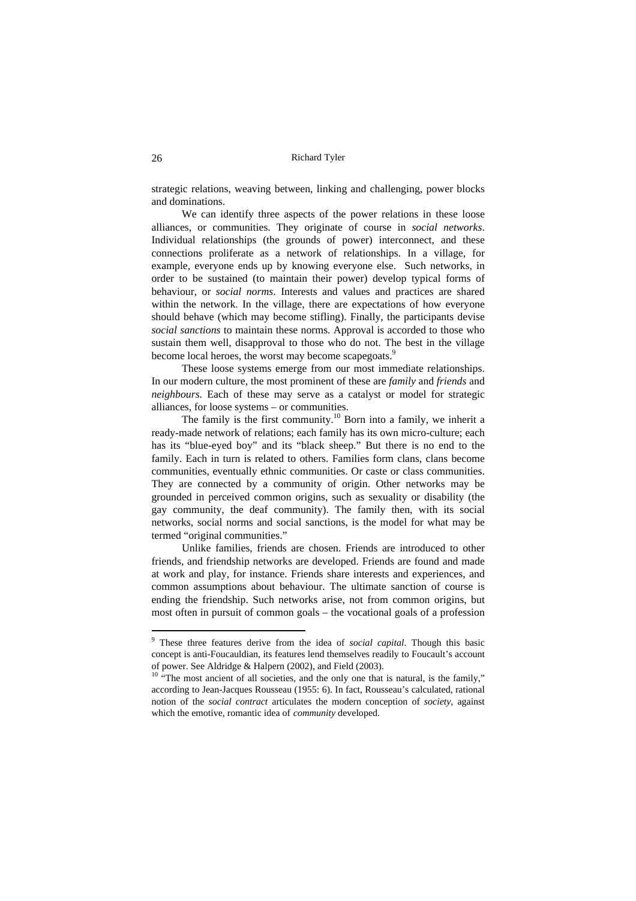strategic relations, weaving between, linking and challenging, power blocks and dominations.

We can identify three aspects of the power relations in these loose alliances, or communities. They originate of course in *social networks*. Individual relationships (the grounds of power) interconnect, and these connections proliferate as a network of relationships. In a village, for example, everyone ends up by knowing everyone else. Such networks, in order to be sustained (to maintain their power) develop typical forms of behaviour, or *social norms*. Interests and values and practices are shared within the network. In the village, there are expectations of how everyone should behave (which may become stifling). Finally, the participants devise *social sanctions* to maintain these norms. Approval is accorded to those who sustain them well, disapproval to those who do not. The best in the village become local heroes, the worst may become scapegoats.[9]

These loose systems emerge from our most immediate relationships. In our modern culture, the most prominent of these are *family* and *friends* and *neighbours*. Each of these may serve as a catalyst or model for strategic alliances, for loose systems – or communities.

The family is the first community.[10] Born into a family, we inherit a ready-made network of relations; each family has its own micro-culture; each has its "blue-eyed boy" and its "black sheep." But there is no end to the family. Each in turn is related to others. Families form clans, clans become communities, eventually ethnic communities. Or caste or class communities. They are connected by a community of origin. Other networks may be grounded in perceived common origins, such as sexuality or disability (the gay community, the deaf community). The family then, with its social networks, social norms and social sanctions, is the model for what may be termed "original communities."

Unlike families, friends are chosen. Friends are introduced to other friends, and friendship networks are developed. Friends are found and made at work and play, for instance. Friends share interests and experiences, and common assumptions about behaviour. The ultimate sanction of course is ending the friendship. Such networks arise, not from common origins, but most often in pursuit of common goals – the vocational goals of a profession

---

[9] These three features derive from the idea of *social capital*. Though this basic concept is anti-Foucauldian, its features lend themselves readily to Foucault's account of power. See Aldridge & Halpern (2002), and Field (2003).

[10] "The most ancient of all societies, and the only one that is natural, is the family," according to Jean-Jacques Rousseau (1955: 6). In fact, Rousseau's calculated, rational notion of the *social contract* articulates the modern conception of *society*, against which the emotive, romantic idea of *community* developed.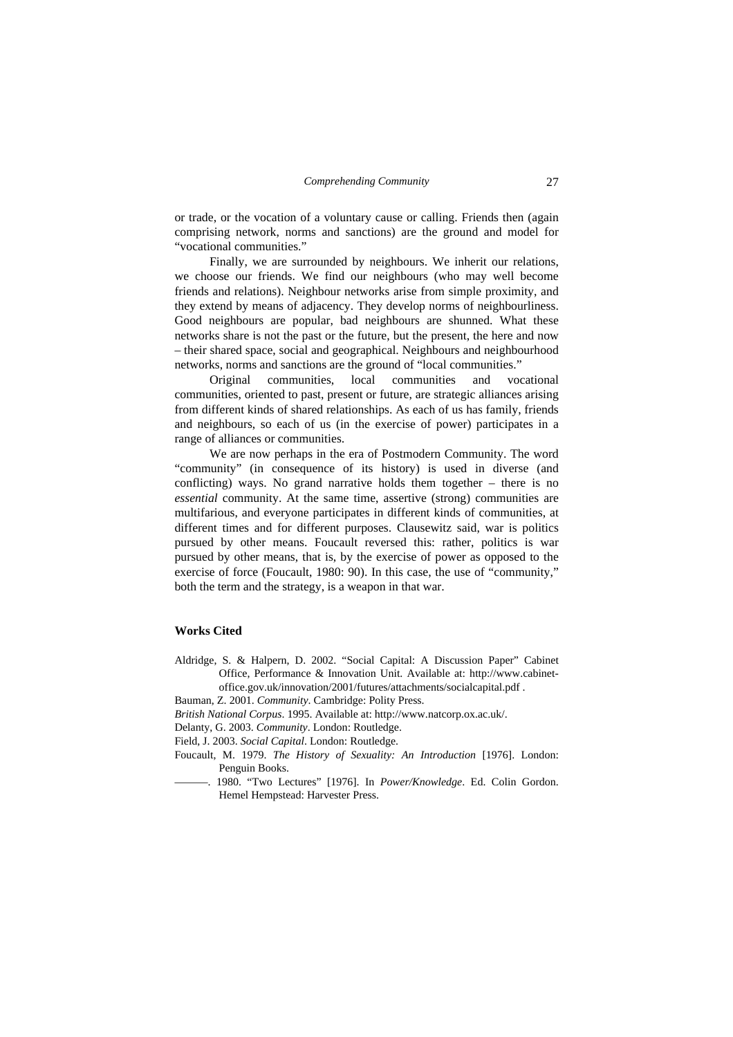or trade, or the vocation of a voluntary cause or calling. Friends then (again comprising network, norms and sanctions) are the ground and model for "vocational communities."

Finally, we are surrounded by neighbours. We inherit our relations, we choose our friends. We find our neighbours (who may well become friends and relations). Neighbour networks arise from simple proximity, and they extend by means of adjacency. They develop norms of neighbourliness. Good neighbours are popular, bad neighbours are shunned. What these networks share is not the past or the future, but the present, the here and now – their shared space, social and geographical. Neighbours and neighbourhood networks, norms and sanctions are the ground of "local communities."

Original communities, local communities and vocational communities, oriented to past, present or future, are strategic alliances arising from different kinds of shared relationships. As each of us has family, friends and neighbours, so each of us (in the exercise of power) participates in a range of alliances or communities.

We are now perhaps in the era of Postmodern Community. The word "community" (in consequence of its history) is used in diverse (and conflicting) ways. No grand narrative holds them together – there is no *essential* community. At the same time, assertive (strong) communities are multifarious, and everyone participates in different kinds of communities, at different times and for different purposes. Clausewitz said, war is politics pursued by other means. Foucault reversed this: rather, politics is war pursued by other means, that is, by the exercise of power as opposed to the exercise of force (Foucault, 1980: 90). In this case, the use of "community," both the term and the strategy, is a weapon in that war.

## Works Cited

Aldridge, S. & Halpern, D. 2002. "Social Capital: A Discussion Paper" Cabinet Office, Performance & Innovation Unit. Available at: http://www.cabinet-office.gov.uk/innovation/2001/futures/attachments/socialcapital.pdf .

Bauman, Z. 2001. *Community*. Cambridge: Polity Press.

*British National Corpus*. 1995. Available at: http://www.natcorp.ox.ac.uk/.

Delanty, G. 2003. *Community*. London: Routledge.

Field, J. 2003. *Social Capital*. London: Routledge.

Foucault, M. 1979. *The History of Sexuality: An Introduction* [1976]. London: Penguin Books.

———. 1980. "Two Lectures" [1976]. In *Power/Knowledge*. Ed. Colin Gordon. Hemel Hempstead: Harvester Press.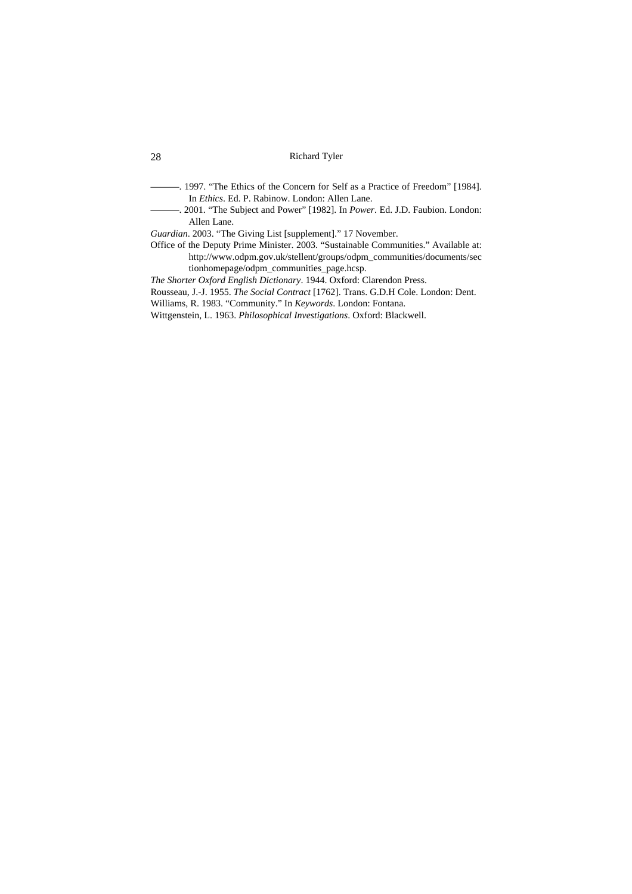———. 1997. "The Ethics of the Concern for Self as a Practice of Freedom" [1984]. In *Ethics*. Ed. P. Rabinow. London: Allen Lane.

———. 2001. "The Subject and Power" [1982]. In *Power*. Ed. J.D. Faubion. London: Allen Lane.

*Guardian*. 2003. "The Giving List [supplement]." 17 November.

Office of the Deputy Prime Minister. 2003. "Sustainable Communities." Available at: http://www.odpm.gov.uk/stellent/groups/odpm_communities/documents/sectionhomepage/odpm_communities_page.hcsp.

*The Shorter Oxford English Dictionary*. 1944. Oxford: Clarendon Press.

Rousseau, J.-J. 1955. *The Social Contract* [1762]. Trans. G.D.H Cole. London: Dent.

Williams, R. 1983. "Community." In *Keywords*. London: Fontana.

Wittgenstein, L. 1963. *Philosophical Investigations*. Oxford: Blackwell.